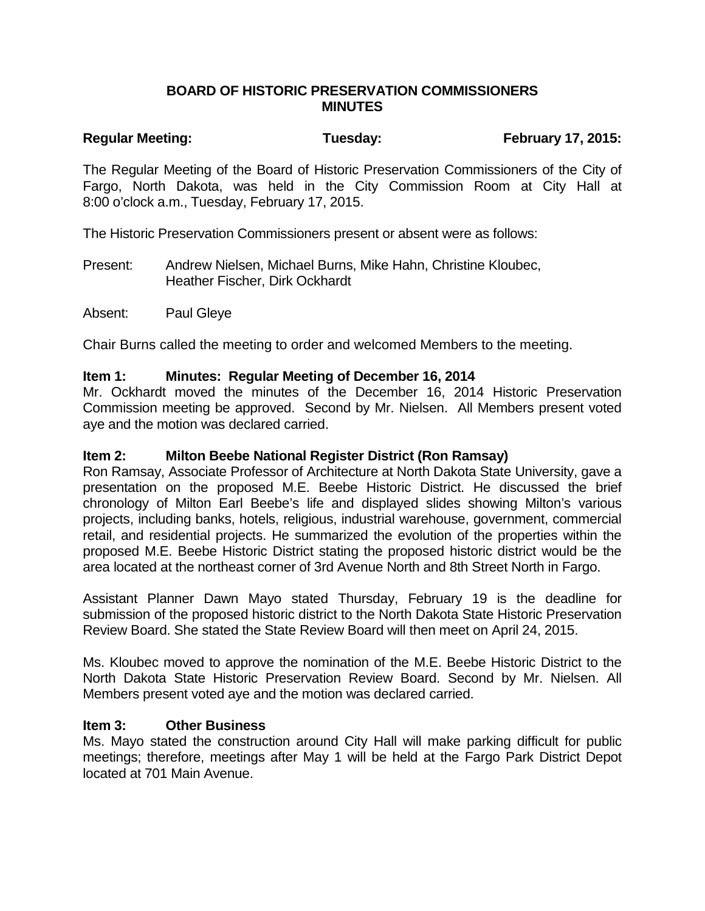# BOARD OF HISTORIC PRESERVATION COMMISSIONERS MINUTES

**Regular Meeting: Tuesday: February 17, 2015:**

The Regular Meeting of the Board of Historic Preservation Commissioners of the City of Fargo, North Dakota, was held in the City Commission Room at City Hall at 8:00 o'clock a.m., Tuesday, February 17, 2015.

The Historic Preservation Commissioners present or absent were as follows:

Present: Andrew Nielsen, Michael Burns, Mike Hahn, Christine Kloubec, Heather Fischer, Dirk Ockhardt

Absent: Paul Gleye

Chair Burns called the meeting to order and welcomed Members to the meeting.

**Item 1: Minutes: Regular Meeting of December 16, 2014**

Mr. Ockhardt moved the minutes of the December 16, 2014 Historic Preservation Commission meeting be approved. Second by Mr. Nielsen. All Members present voted aye and the motion was declared carried.

**Item 2: Milton Beebe National Register District (Ron Ramsay)**

Ron Ramsay, Associate Professor of Architecture at North Dakota State University, gave a presentation on the proposed M.E. Beebe Historic District. He discussed the brief chronology of Milton Earl Beebe's life and displayed slides showing Milton's various projects, including banks, hotels, religious, industrial warehouse, government, commercial retail, and residential projects. He summarized the evolution of the properties within the proposed M.E. Beebe Historic District stating the proposed historic district would be the area located at the northeast corner of 3rd Avenue North and 8th Street North in Fargo.

Assistant Planner Dawn Mayo stated Thursday, February 19 is the deadline for submission of the proposed historic district to the North Dakota State Historic Preservation Review Board. She stated the State Review Board will then meet on April 24, 2015.

Ms. Kloubec moved to approve the nomination of the M.E. Beebe Historic District to the North Dakota State Historic Preservation Review Board. Second by Mr. Nielsen. All Members present voted aye and the motion was declared carried.

**Item 3: Other Business**

Ms. Mayo stated the construction around City Hall will make parking difficult for public meetings; therefore, meetings after May 1 will be held at the Fargo Park District Depot located at 701 Main Avenue.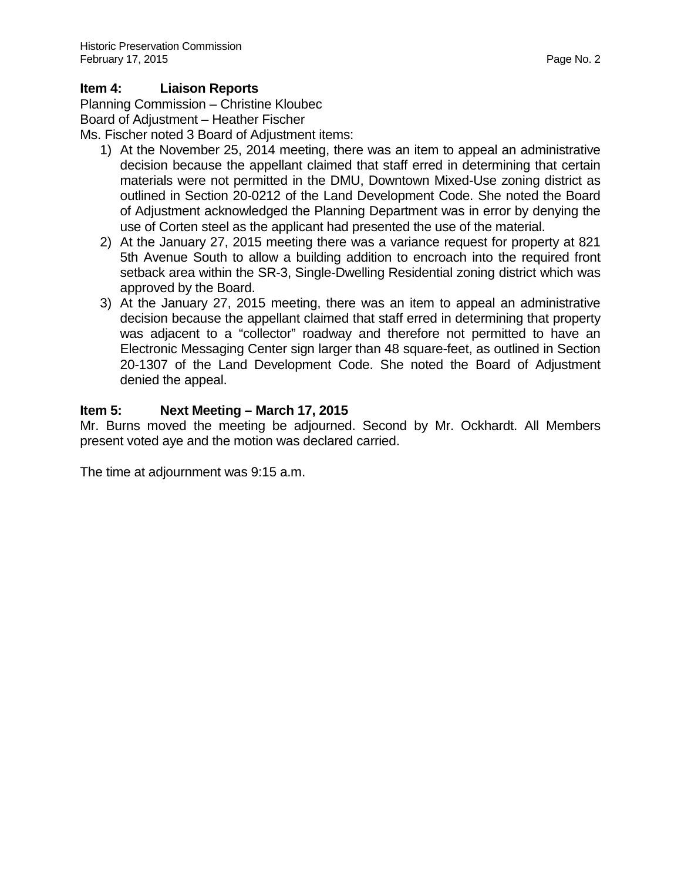**Item 4: Liaison Reports**

Planning Commission – Christine Kloubec
Board of Adjustment – Heather Fischer
Ms. Fischer noted 3 Board of Adjustment items:

1) At the November 25, 2014 meeting, there was an item to appeal an administrative decision because the appellant claimed that staff erred in determining that certain materials were not permitted in the DMU, Downtown Mixed-Use zoning district as outlined in Section 20-0212 of the Land Development Code. She noted the Board of Adjustment acknowledged the Planning Department was in error by denying the use of Corten steel as the applicant had presented the use of the material.
2) At the January 27, 2015 meeting there was a variance request for property at 821 5th Avenue South to allow a building addition to encroach into the required front setback area within the SR-3, Single-Dwelling Residential zoning district which was approved by the Board.
3) At the January 27, 2015 meeting, there was an item to appeal an administrative decision because the appellant claimed that staff erred in determining that property was adjacent to a "collector" roadway and therefore not permitted to have an Electronic Messaging Center sign larger than 48 square-feet, as outlined in Section 20-1307 of the Land Development Code. She noted the Board of Adjustment denied the appeal.

**Item 5: Next Meeting – March 17, 2015**

Mr. Burns moved the meeting be adjourned. Second by Mr. Ockhardt. All Members present voted aye and the motion was declared carried.

The time at adjournment was 9:15 a.m.